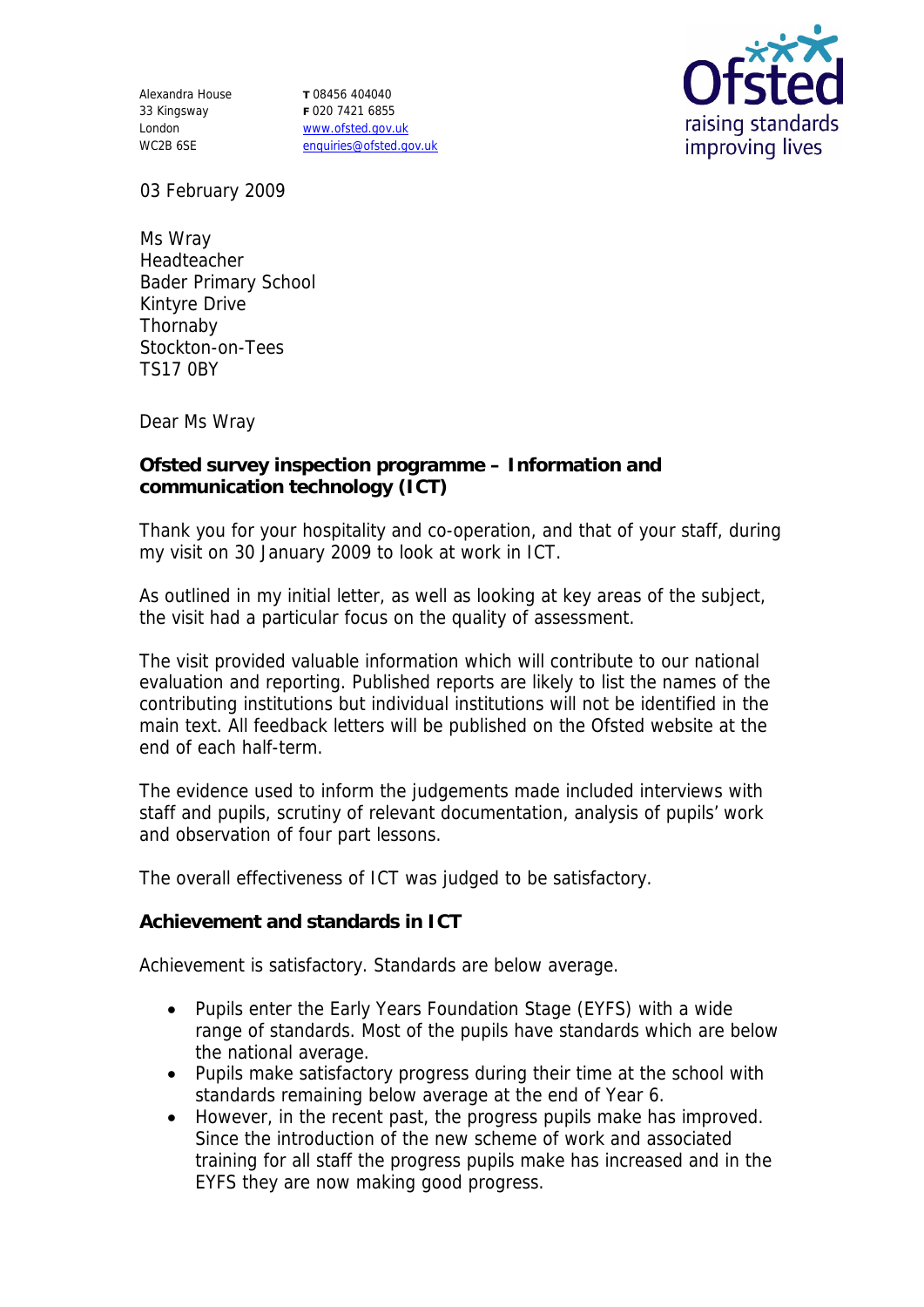Alexandra House
33 Kingsway
London
WC2B 6SE

T 08456 404040
F 020 7421 6855
www.ofsted.gov.uk
enquiries@ofsted.gov.uk

03 February 2009

Ms Wray
Headteacher
Bader Primary School
Kintyre Drive
Thornaby
Stockton-on-Tees
TS17 0BY

Dear Ms Wray

**Ofsted survey inspection programme – Information and communication technology (ICT)**

Thank you for your hospitality and co-operation, and that of your staff, during my visit on 30 January 2009 to look at work in ICT.

As outlined in my initial letter, as well as looking at key areas of the subject, the visit had a particular focus on the quality of assessment.

The visit provided valuable information which will contribute to our national evaluation and reporting. Published reports are likely to list the names of the contributing institutions but individual institutions will not be identified in the main text. All feedback letters will be published on the Ofsted website at the end of each half-term.

The evidence used to inform the judgements made included interviews with staff and pupils, scrutiny of relevant documentation, analysis of pupils' work and observation of four part lessons.

The overall effectiveness of ICT was judged to be satisfactory.

**Achievement and standards in ICT**

Achievement is satisfactory. Standards are below average.

- Pupils enter the Early Years Foundation Stage (EYFS) with a wide range of standards. Most of the pupils have standards which are below the national average.
- Pupils make satisfactory progress during their time at the school with standards remaining below average at the end of Year 6.
- However, in the recent past, the progress pupils make has improved. Since the introduction of the new scheme of work and associated training for all staff the progress pupils make has increased and in the EYFS they are now making good progress.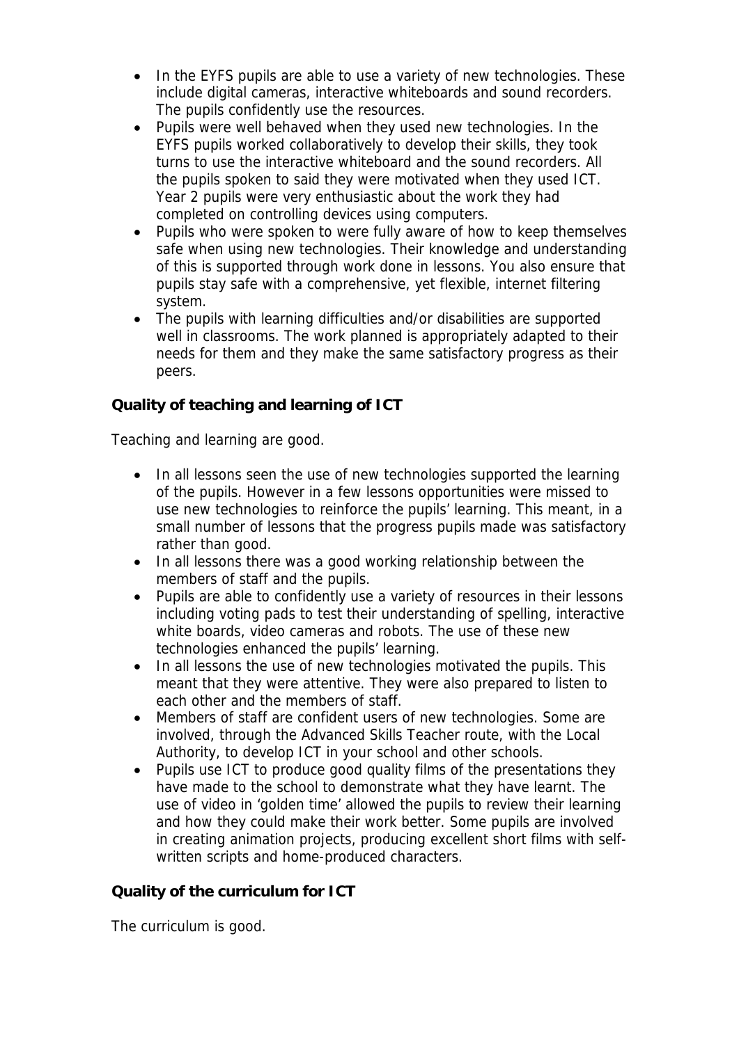- In the EYFS pupils are able to use a variety of new technologies. These include digital cameras, interactive whiteboards and sound recorders. The pupils confidently use the resources.
- Pupils were well behaved when they used new technologies. In the EYFS pupils worked collaboratively to develop their skills, they took turns to use the interactive whiteboard and the sound recorders. All the pupils spoken to said they were motivated when they used ICT. Year 2 pupils were very enthusiastic about the work they had completed on controlling devices using computers.
- Pupils who were spoken to were fully aware of how to keep themselves safe when using new technologies. Their knowledge and understanding of this is supported through work done in lessons. You also ensure that pupils stay safe with a comprehensive, yet flexible, internet filtering system.
- The pupils with learning difficulties and/or disabilities are supported well in classrooms. The work planned is appropriately adapted to their needs for them and they make the same satisfactory progress as their peers.

**Quality of teaching and learning of ICT**

Teaching and learning are good.

- In all lessons seen the use of new technologies supported the learning of the pupils. However in a few lessons opportunities were missed to use new technologies to reinforce the pupils' learning. This meant, in a small number of lessons that the progress pupils made was satisfactory rather than good.
- In all lessons there was a good working relationship between the members of staff and the pupils.
- Pupils are able to confidently use a variety of resources in their lessons including voting pads to test their understanding of spelling, interactive white boards, video cameras and robots. The use of these new technologies enhanced the pupils' learning.
- In all lessons the use of new technologies motivated the pupils. This meant that they were attentive. They were also prepared to listen to each other and the members of staff.
- Members of staff are confident users of new technologies. Some are involved, through the Advanced Skills Teacher route, with the Local Authority, to develop ICT in your school and other schools.
- Pupils use ICT to produce good quality films of the presentations they have made to the school to demonstrate what they have learnt. The use of video in 'golden time' allowed the pupils to review their learning and how they could make their work better. Some pupils are involved in creating animation projects, producing excellent short films with self-written scripts and home-produced characters.

**Quality of the curriculum for ICT**

The curriculum is good.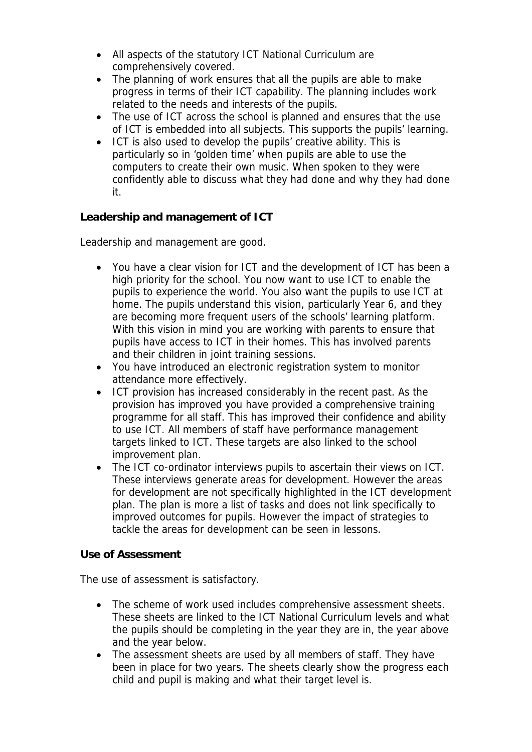- All aspects of the statutory ICT National Curriculum are comprehensively covered.
- The planning of work ensures that all the pupils are able to make progress in terms of their ICT capability. The planning includes work related to the needs and interests of the pupils.
- The use of ICT across the school is planned and ensures that the use of ICT is embedded into all subjects. This supports the pupils' learning.
- ICT is also used to develop the pupils' creative ability. This is particularly so in 'golden time' when pupils are able to use the computers to create their own music. When spoken to they were confidently able to discuss what they had done and why they had done it.

**Leadership and management of ICT**

Leadership and management are good.

- You have a clear vision for ICT and the development of ICT has been a high priority for the school. You now want to use ICT to enable the pupils to experience the world. You also want the pupils to use ICT at home. The pupils understand this vision, particularly Year 6, and they are becoming more frequent users of the schools' learning platform. With this vision in mind you are working with parents to ensure that pupils have access to ICT in their homes. This has involved parents and their children in joint training sessions.
- You have introduced an electronic registration system to monitor attendance more effectively.
- ICT provision has increased considerably in the recent past. As the provision has improved you have provided a comprehensive training programme for all staff. This has improved their confidence and ability to use ICT. All members of staff have performance management targets linked to ICT. These targets are also linked to the school improvement plan.
- The ICT co-ordinator interviews pupils to ascertain their views on ICT. These interviews generate areas for development. However the areas for development are not specifically highlighted in the ICT development plan. The plan is more a list of tasks and does not link specifically to improved outcomes for pupils. However the impact of strategies to tackle the areas for development can be seen in lessons.

**Use of Assessment**

The use of assessment is satisfactory.

- The scheme of work used includes comprehensive assessment sheets. These sheets are linked to the ICT National Curriculum levels and what the pupils should be completing in the year they are in, the year above and the year below.
- The assessment sheets are used by all members of staff. They have been in place for two years. The sheets clearly show the progress each child and pupil is making and what their target level is.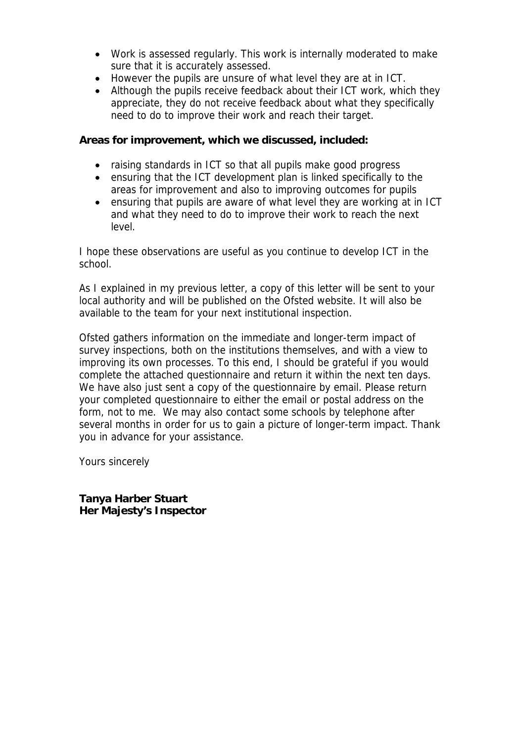- Work is assessed regularly. This work is internally moderated to make sure that it is accurately assessed.
- However the pupils are unsure of what level they are at in ICT.
- Although the pupils receive feedback about their ICT work, which they appreciate, they do not receive feedback about what they specifically need to do to improve their work and reach their target.

**Areas for improvement, which we discussed, included:**

- raising standards in ICT so that all pupils make good progress
- ensuring that the ICT development plan is linked specifically to the areas for improvement and also to improving outcomes for pupils
- ensuring that pupils are aware of what level they are working at in ICT and what they need to do to improve their work to reach the next level.

I hope these observations are useful as you continue to develop ICT in the school.

As I explained in my previous letter, a copy of this letter will be sent to your local authority and will be published on the Ofsted website. It will also be available to the team for your next institutional inspection.

Ofsted gathers information on the immediate and longer-term impact of survey inspections, both on the institutions themselves, and with a view to improving its own processes. To this end, I should be grateful if you would complete the attached questionnaire and return it within the next ten days. We have also just sent a copy of the questionnaire by email. Please return your completed questionnaire to either the email or postal address on the form, not to me. We may also contact some schools by telephone after several months in order for us to gain a picture of longer-term impact. Thank you in advance for your assistance.

Yours sincerely

**Tanya Harber Stuart**
**Her Majesty's Inspector**